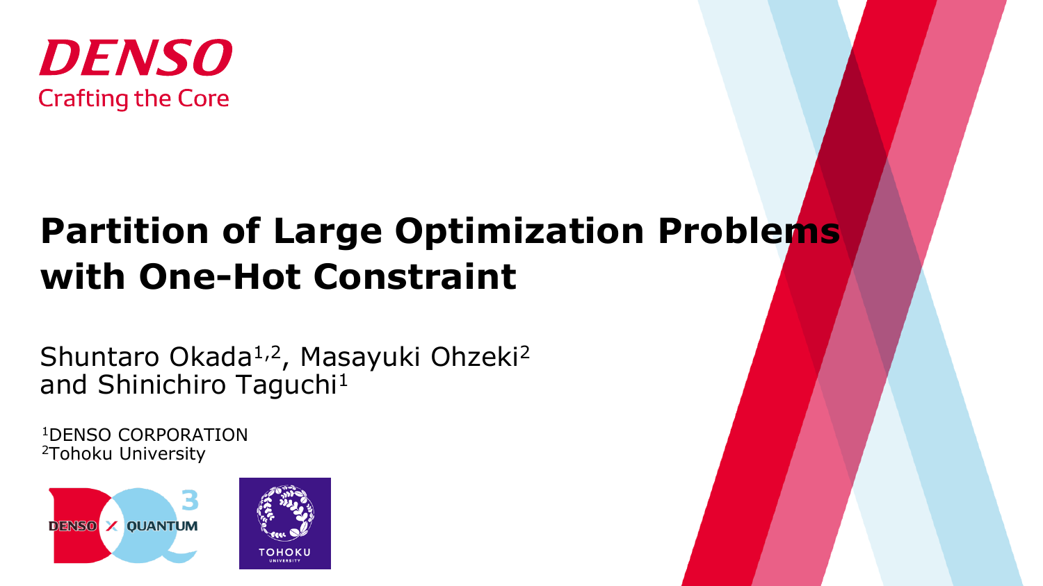DENSO

Crafting the Core

# Partition of Large Optimization Problems with One-Hot Constraint

Shuntaro Okada[1,2], Masayuki Ohzeki[2] and Shinichiro Taguchi[1]

[1]DENSO CORPORATION
[2]Tohoku University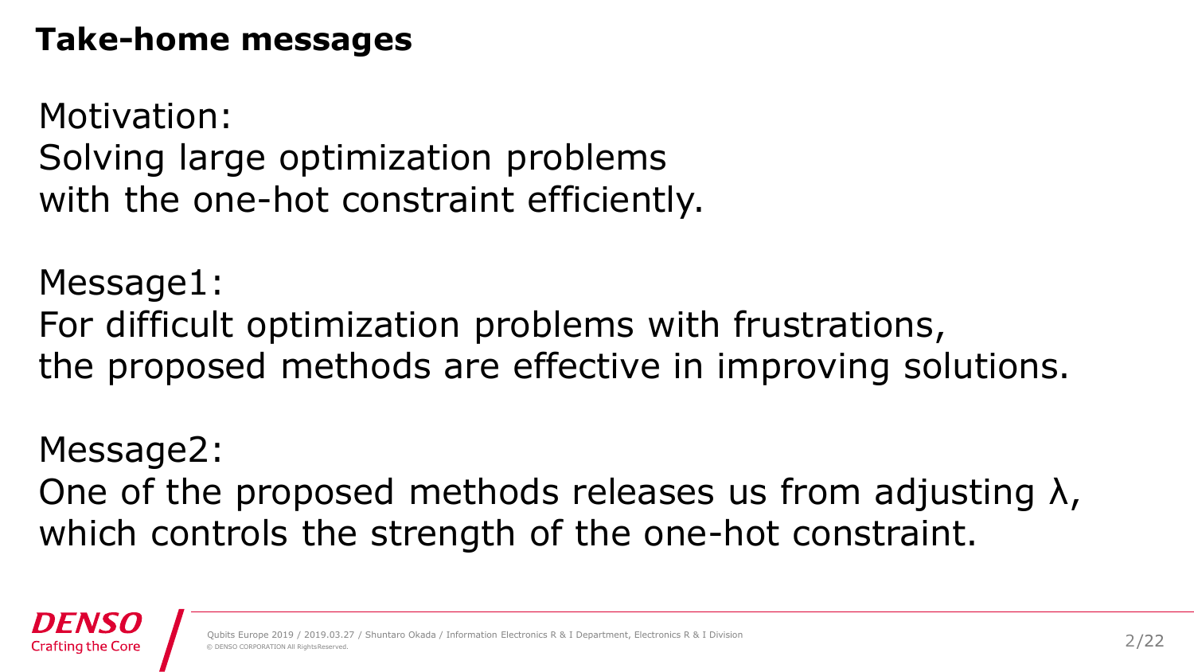## Take-home messages

Motivation:
Solving large optimization problems
with the one-hot constraint efficiently.

Message1:
For difficult optimization problems with frustrations,
the proposed methods are effective in improving solutions.

Message2:
One of the proposed methods releases us from adjusting $\lambda$,
which controls the strength of the one-hot constraint.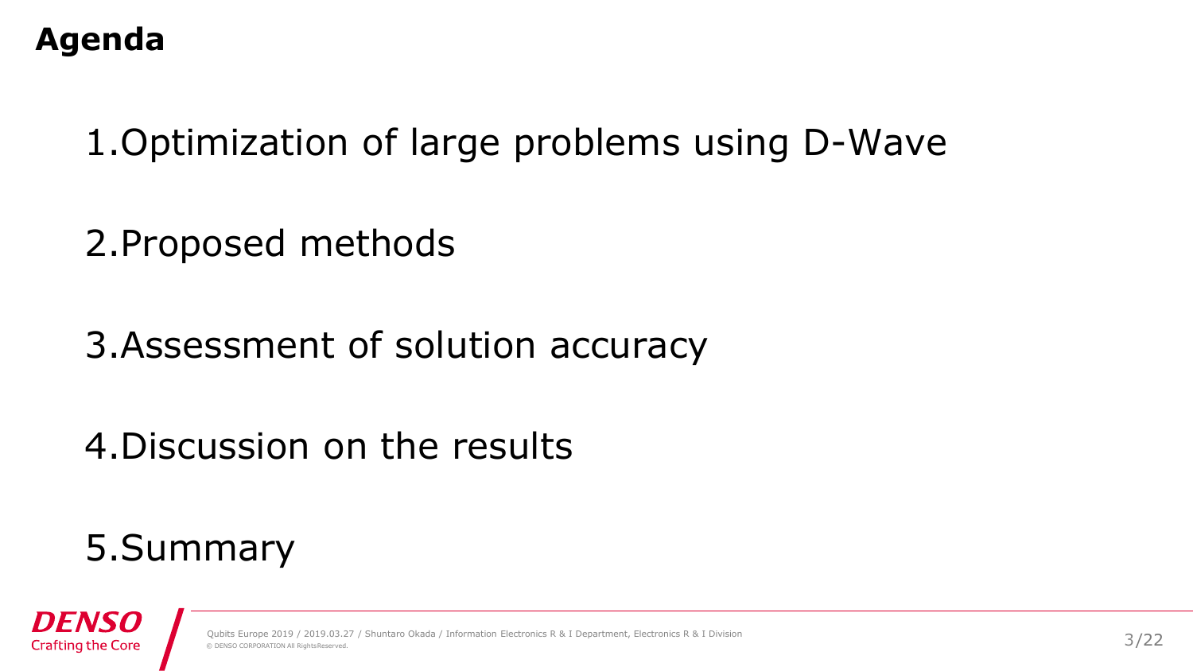# Agenda

1. Optimization of large problems using D-Wave

2. Proposed methods

3. Assessment of solution accuracy

4. Discussion on the results

5. Summary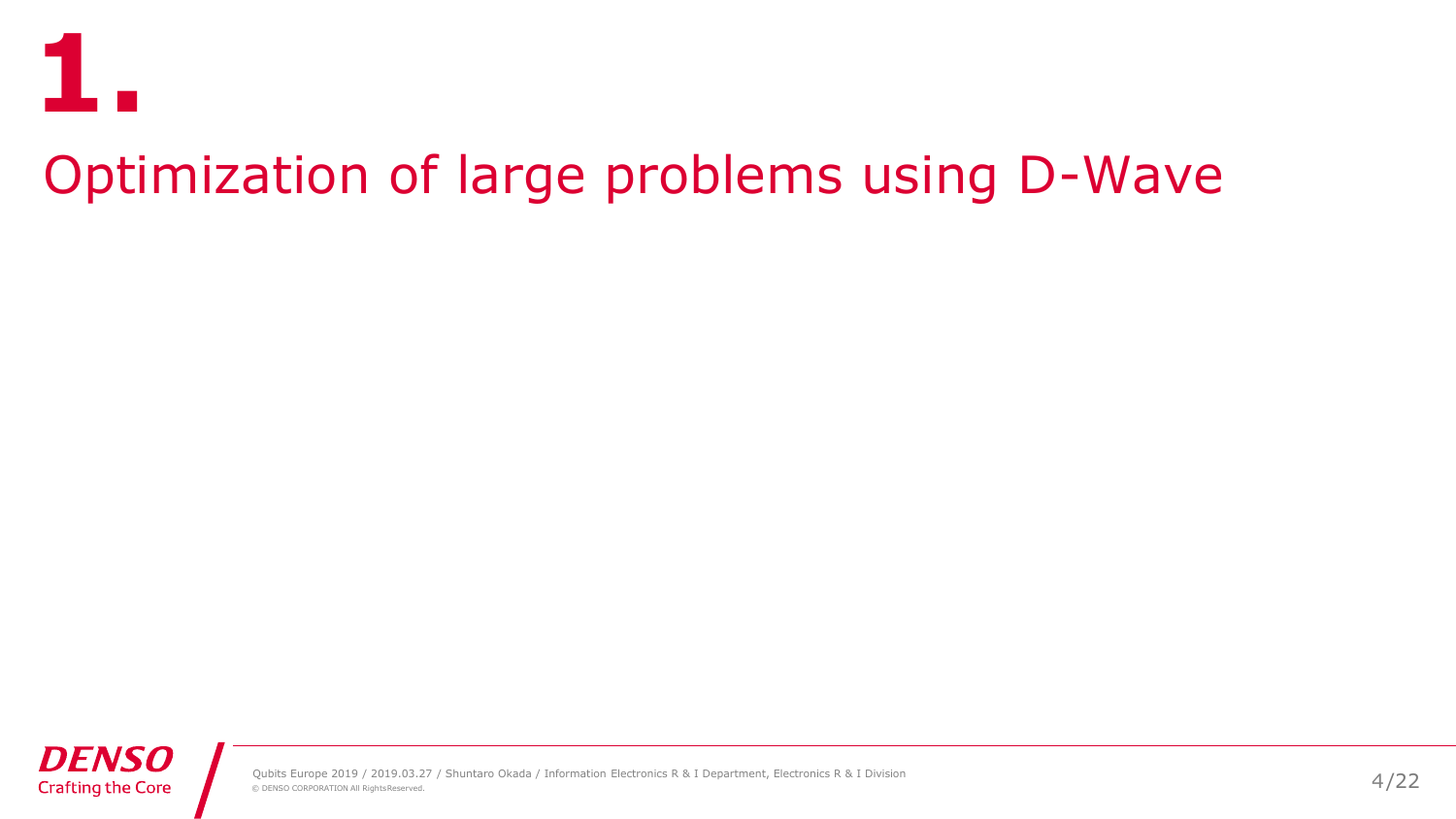# 1.

## Optimization of large problems using D-Wave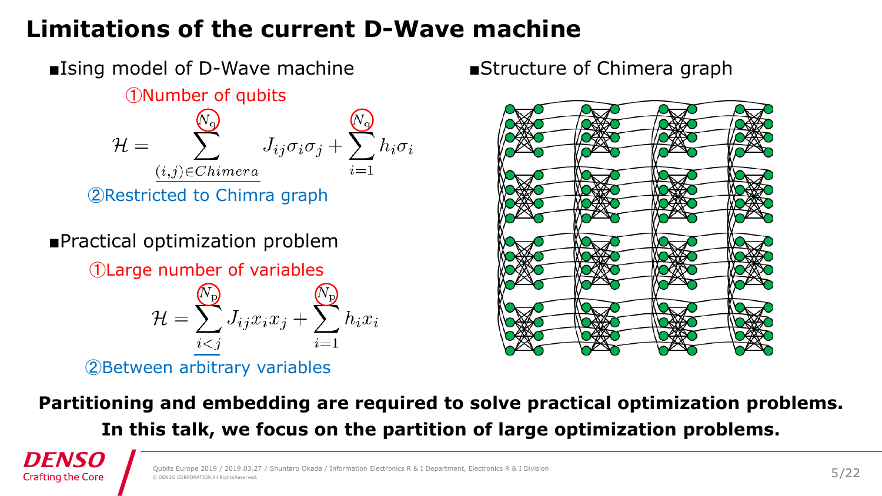# Limitations of the current D-Wave machine

■Ising model of D-Wave machine

①Number of qubits

$$\mathcal{H} = \sum_{(i,j) \in Chimera}^{N_q} J_{ij}\sigma_i\sigma_j + \sum_{i=1}^{N_q} h_i\sigma_i$$

②Restricted to Chimra graph

■Practical optimization problem

①Large number of variables

$$\mathcal{H} = \sum_{i<j}^{N_p} J_{ij}x_i x_j + \sum_{i=1}^{N_p} h_i x_i$$

②Between arbitrary variables

■Structure of Chimera graph

**Partitioning and embedding are required to solve practical optimization problems.**

**In this talk, we focus on the partition of large optimization problems.**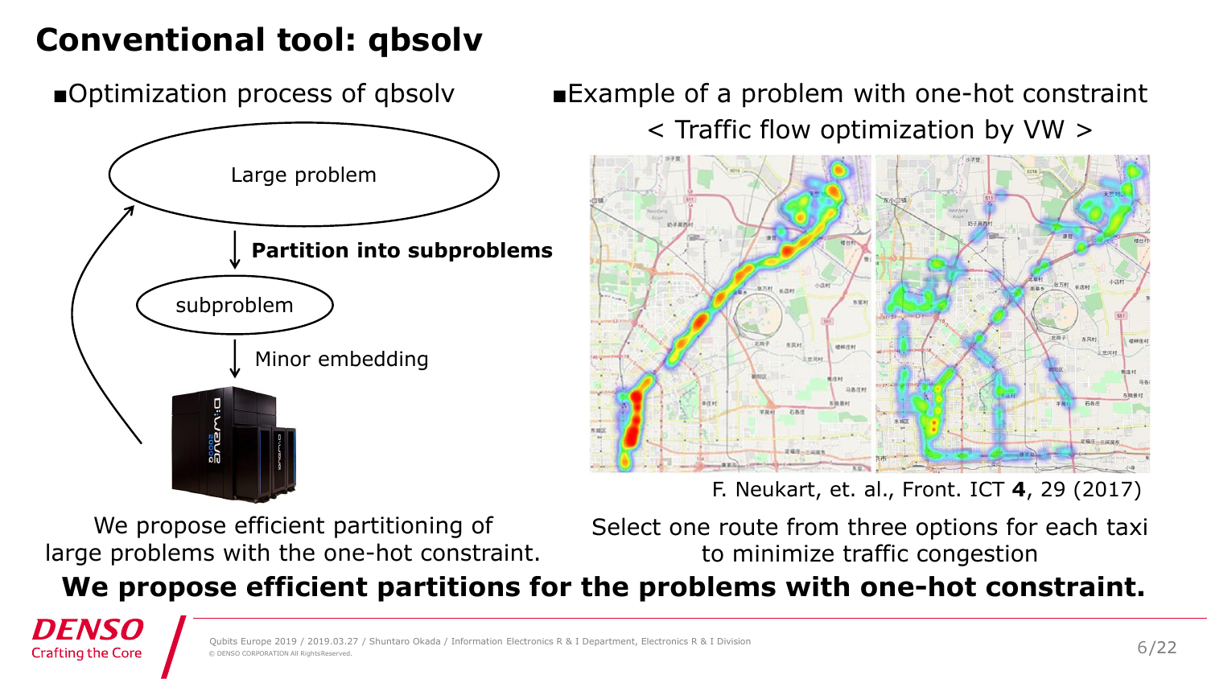# Conventional tool: qbsolv

■Optimization process of qbsolv

Large problem

**Partition into subproblems**

subproblem

Minor embedding

We propose efficient partitioning of large problems with the one-hot constraint.

■Example of a problem with one-hot constraint

< Traffic flow optimization by VW >

F. Neukart, et. al., Front. ICT **4**, 29 (2017)

Select one route from three options for each taxi to minimize traffic congestion

**We propose efficient partitions for the problems with one-hot constraint.**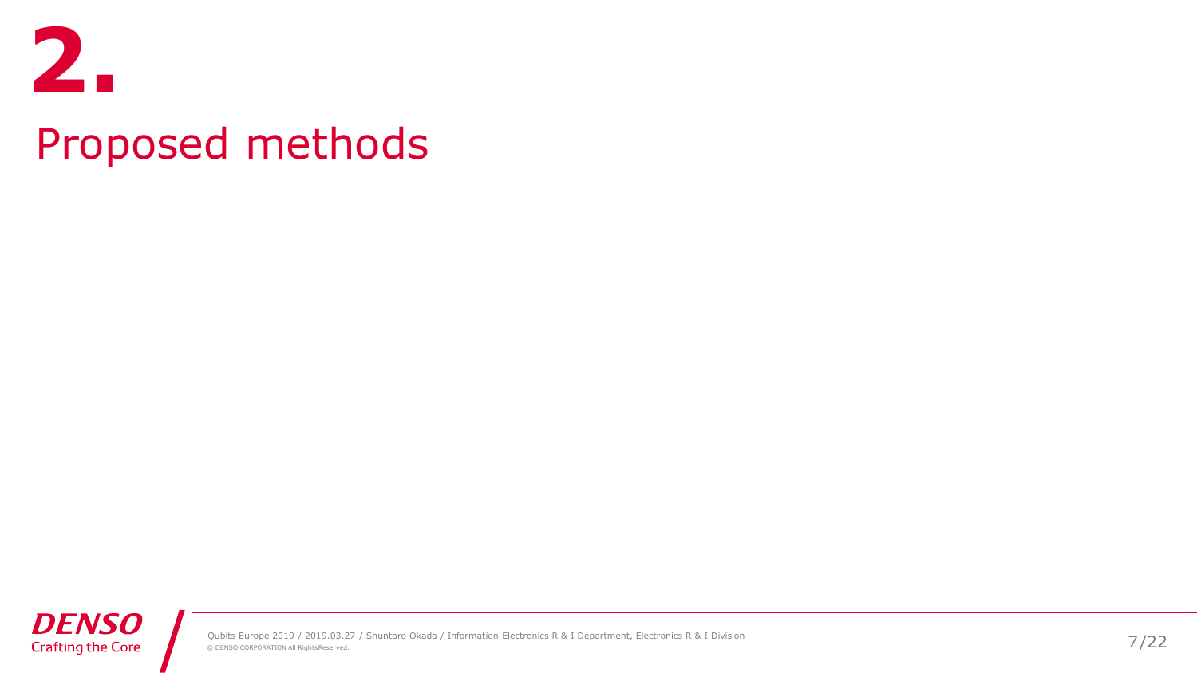# 2.

# Proposed methods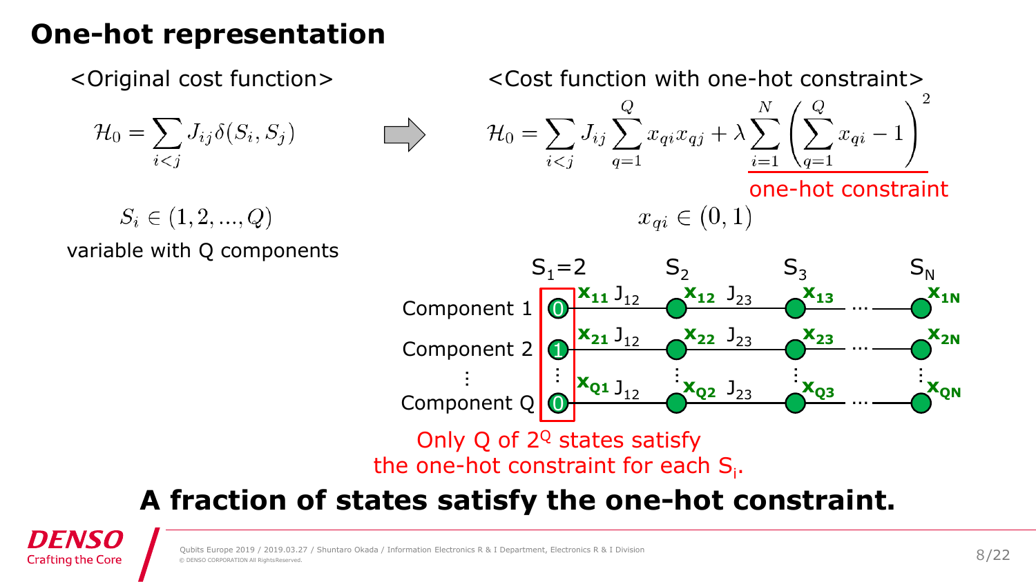# One-hot representation

<Original cost function>

$$\mathcal{H}_0 = \sum_{i<j} J_{ij} \delta(S_i, S_j)$$

$S_i \in (1, 2, ..., Q)$

variable with Q components

<Cost function with one-hot constraint>

$$\mathcal{H}_0 = \sum_{i<j} J_{ij} \sum_{q=1}^{Q} x_{qi} x_{qj} + \lambda \sum_{i=1}^{N} \left( \sum_{q=1}^{Q} x_{qi} - 1 \right)^2$$

one-hot constraint

$x_{qi} \in (0, 1)$

$S_1$=2, $S_2$, $S_3$, $S_N$

Component 1: 0 — $x_{11}$ $J_{12}$ — $x_{12}$ $J_{23}$ — $x_{13}$ … $x_{1N}$

Component 2: 1 — $x_{21}$ $J_{12}$ — $x_{22}$ $J_{23}$ — $x_{23}$ … $x_{2N}$

⋮

Component Q: 0 — $x_{Q1}$ $J_{12}$ — $x_{Q2}$ $J_{23}$ — $x_{Q3}$ … $x_{QN}$

Only Q of $2^Q$ states satisfy the one-hot constraint for each $S_i$.

**A fraction of states satisfy the one-hot constraint.**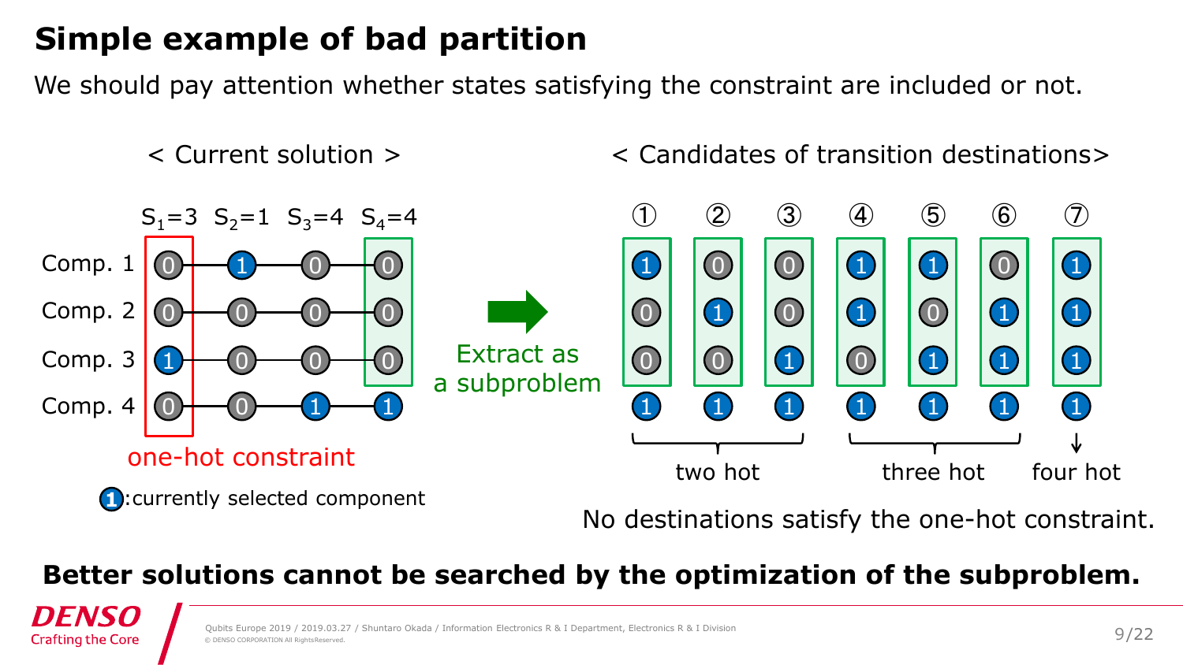# Simple example of bad partition

We should pay attention whether states satisfying the constraint are included or not.

< Current solution >

$S_1=3$ $S_2=1$ $S_3=4$ $S_4=4$

| | $S_1=3$ | $S_2=1$ | $S_3=4$ | $S_4=4$ |
|---|---|---|---|---|
| Comp. 1 | 0 | 1 | 0 | 0 |
| Comp. 2 | 0 | 0 | 0 | 0 |
| Comp. 3 | 1 | 0 | 0 | 0 |
| Comp. 4 | 0 | 0 | 1 | 1 |

one-hot constraint

1 :currently selected component

Extract as a subproblem

< Candidates of transition destinations>

| | ① | ② | ③ | ④ | ⑤ | ⑥ | ⑦ |
|---|---|---|---|---|---|---|---|
| Comp. 1 | 1 | 0 | 0 | 1 | 1 | 0 | 1 |
| Comp. 2 | 0 | 1 | 0 | 1 | 0 | 1 | 1 |
| Comp. 3 | 0 | 0 | 1 | 0 | 1 | 1 | 1 |
| Comp. 4 | 1 | 1 | 1 | 1 | 1 | 1 | 1 |
| | two hot | | | three hot | | | four hot |

No destinations satisfy the one-hot constraint.

**Better solutions cannot be searched by the optimization of the subproblem.**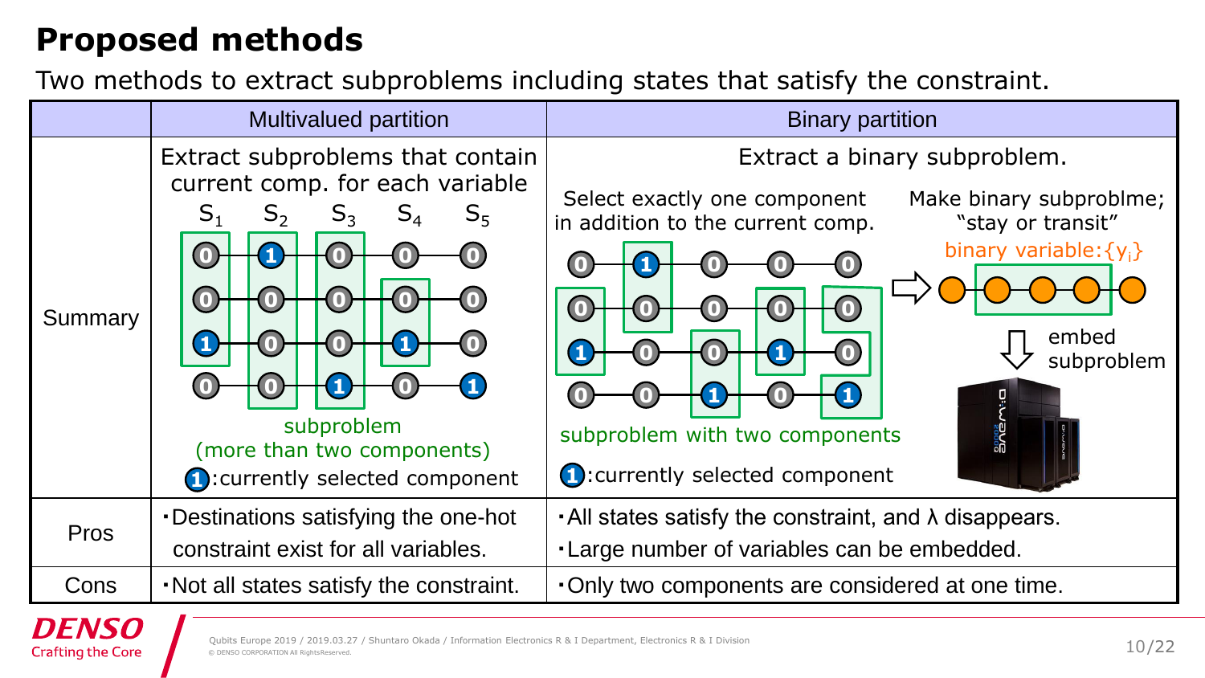# Proposed methods

Two methods to extract subproblems including states that satisfy the constraint.

| | Multivalued partition | Binary partition |
|---|---|---|
| Summary | Extract subproblems that contain current comp. for each variable<br>$S_1$ $S_2$ $S_3$ $S_4$ $S_5$<br>subproblem (more than two components)<br>1 :currently selected component | Extract a binary subproblem.<br>Select exactly one component in addition to the current comp.<br>Make binary subproblme; "stay or transit"<br>binary variable: $\{y_i\}$<br>embed subproblem<br>subproblem with two components<br>1 :currently selected component |
| Pros | ･Destinations satisfying the one-hot constraint exist for all variables. | ･All states satisfy the constraint, and λ disappears.<br>･Large number of variables can be embedded. |
| Cons | ･Not all states satisfy the constraint. | ･Only two components are considered at one time. |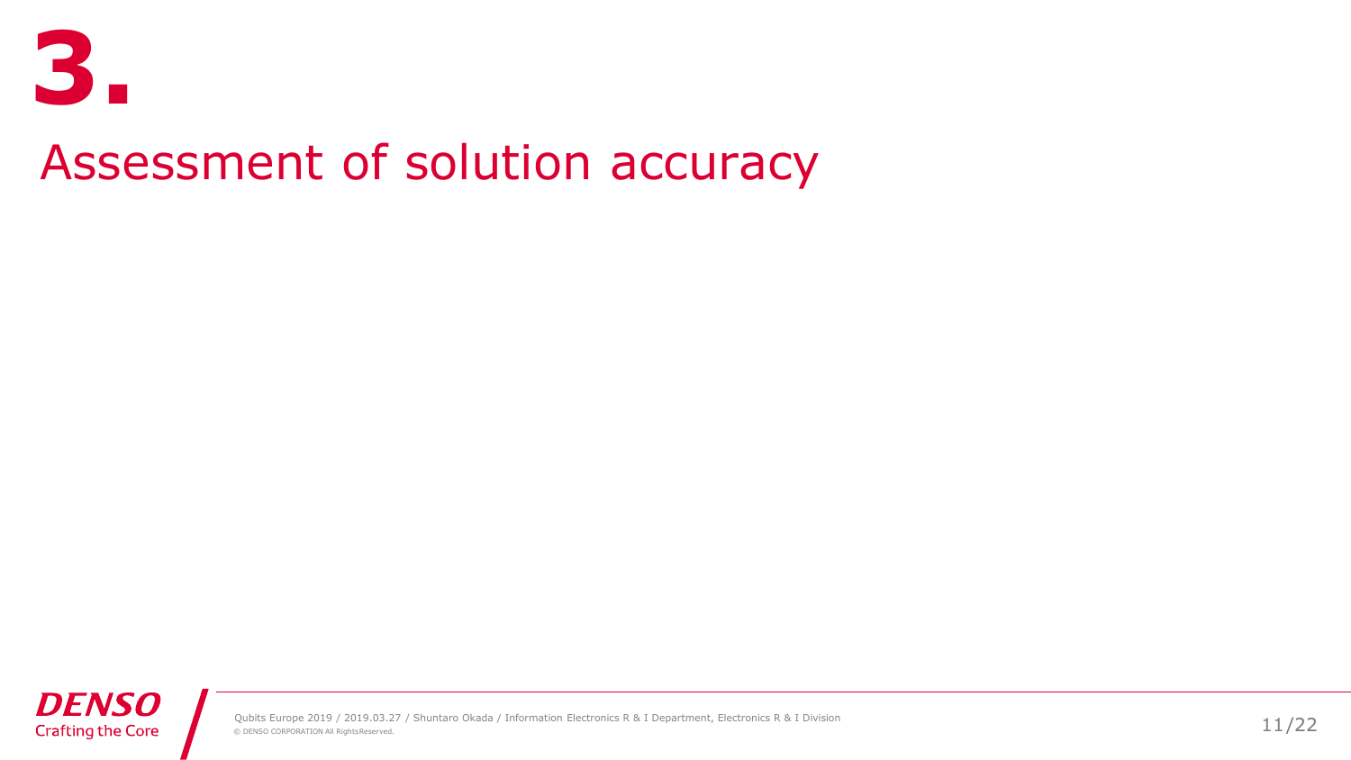# 3.

## Assessment of solution accuracy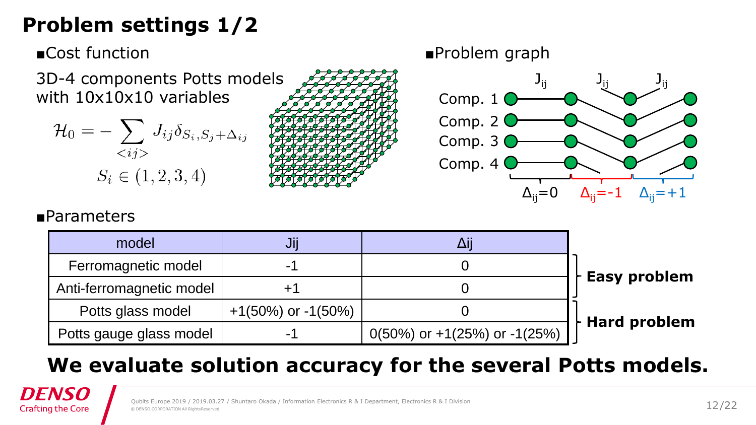# Problem settings 1/2

■Cost function

3D-4 components Potts models with 10x10x10 variables

$$\mathcal{H}_0 = -\sum_{<ij>} J_{ij}\delta_{S_i, S_j+\Delta_{ij}}$$

$$S_i \in (1, 2, 3, 4)$$

■Problem graph

Comp. 1
Comp. 2
Comp. 3
Comp. 4

$J_{ij}$ $J_{ij}$ $J_{ij}$

$\Delta_{ij}=0$ $\Delta_{ij}=-1$ $\Delta_{ij}=+1$

■Parameters

| model | Jij | Δij | |
|---|---|---|---|
| Ferromagnetic model | -1 | 0 | **Easy problem** |
| Anti-ferromagnetic model | +1 | 0 | |
| Potts glass model | +1(50%) or -1(50%) | 0 | **Hard problem** |
| Potts gauge glass model | -1 | 0(50%) or +1(25%) or -1(25%) | |

**We evaluate solution accuracy for the several Potts models.**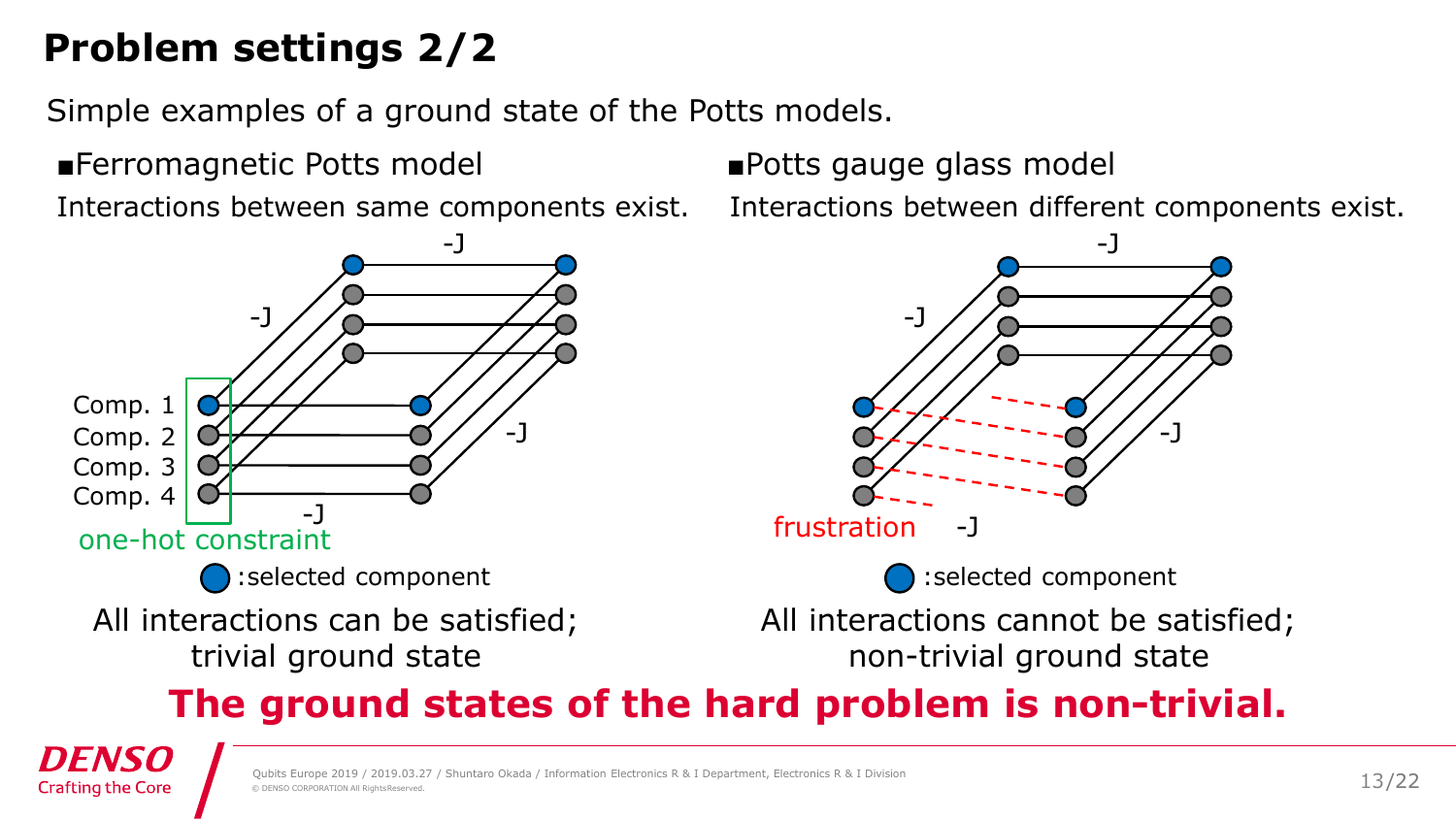# Problem settings 2/2

Simple examples of a ground state of the Potts models.

■Ferromagnetic Potts model

Interactions between same components exist.

-J

-J

Comp. 1

Comp. 2

Comp. 3

Comp. 4

-J

-J

one-hot constraint

:selected component

All interactions can be satisfied; trivial ground state

■Potts gauge glass model

Interactions between different components exist.

-J

-J

-J

frustration

-J

:selected component

All interactions cannot be satisfied; non-trivial ground state

**The ground states of the hard problem is non-trivial.**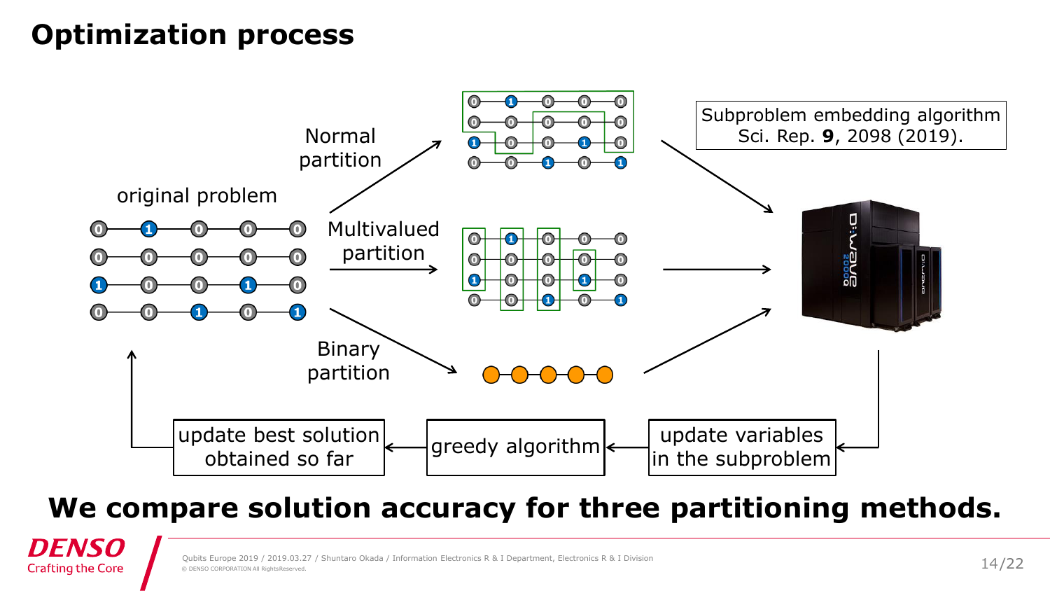# Optimization process

original problem

Normal partition

Multivalued partition

Binary partition

Subproblem embedding algorithm
Sci. Rep. **9**, 2098 (2019).

update variables in the subproblem

greedy algorithm

update best solution obtained so far

**We compare solution accuracy for three partitioning methods.**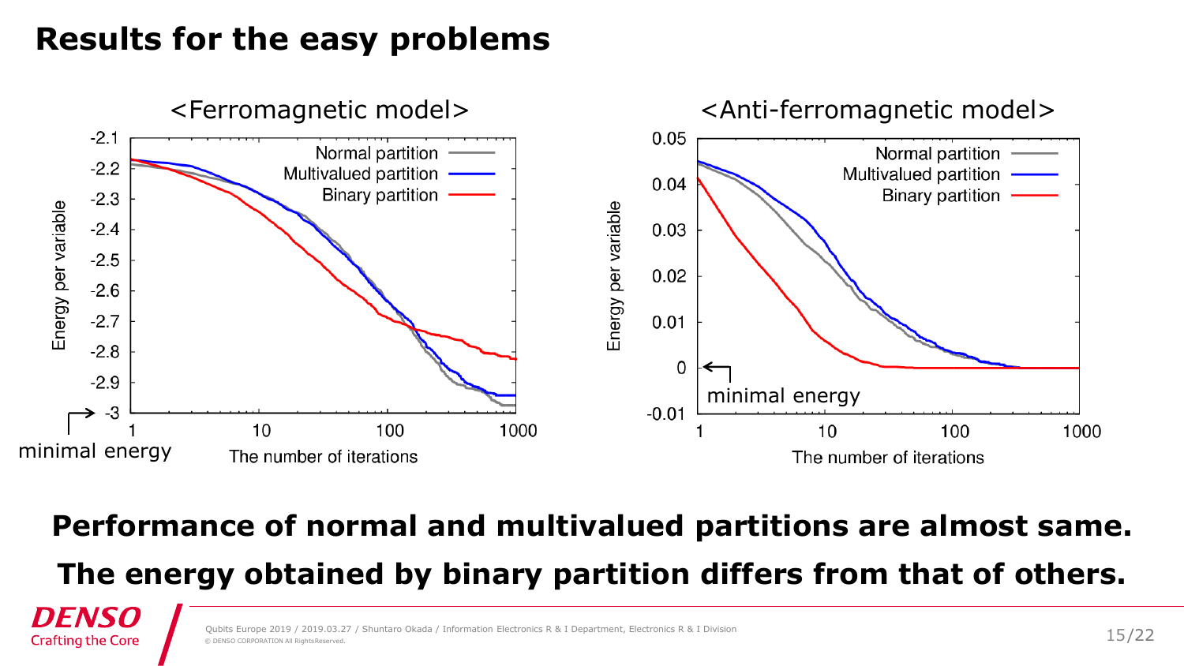# Results for the easy problems

<Ferromagnetic model>

<Anti-ferromagnetic model>

**Performance of normal and multivalued partitions are almost same.**

**The energy obtained by binary partition differs from that of others.**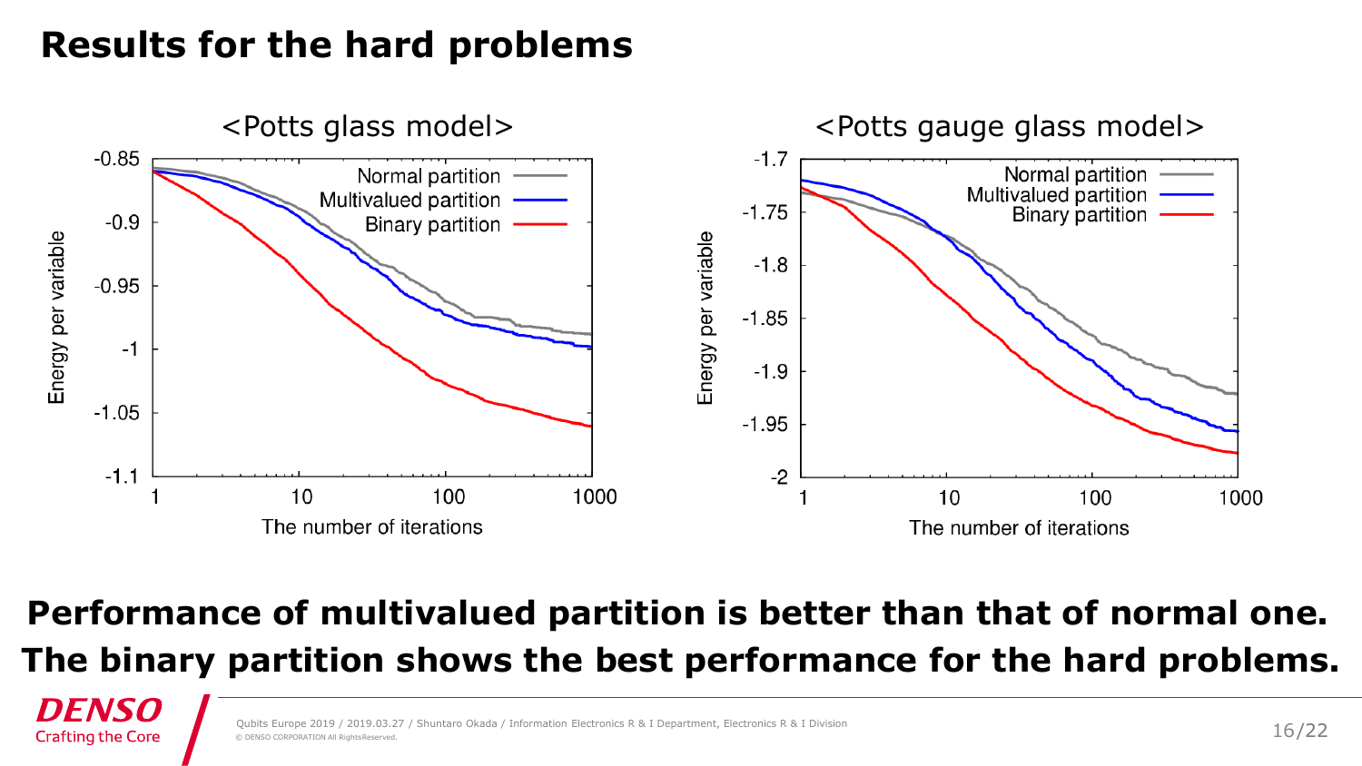# Results for the hard problems

**Performance of multivalued partition is better than that of normal one.**

**The binary partition shows the best performance for the hard problems.**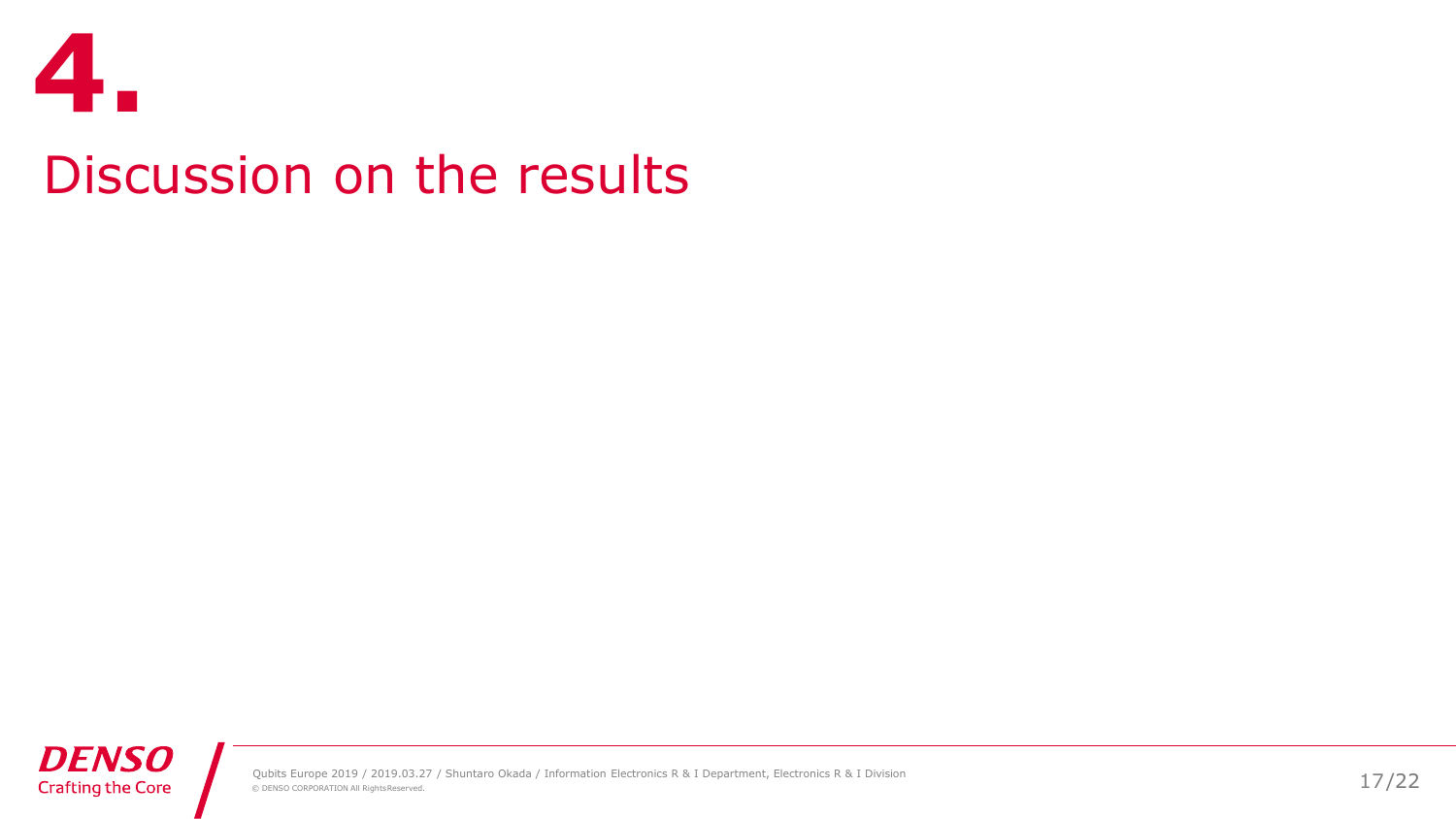# 4.

## Discussion on the results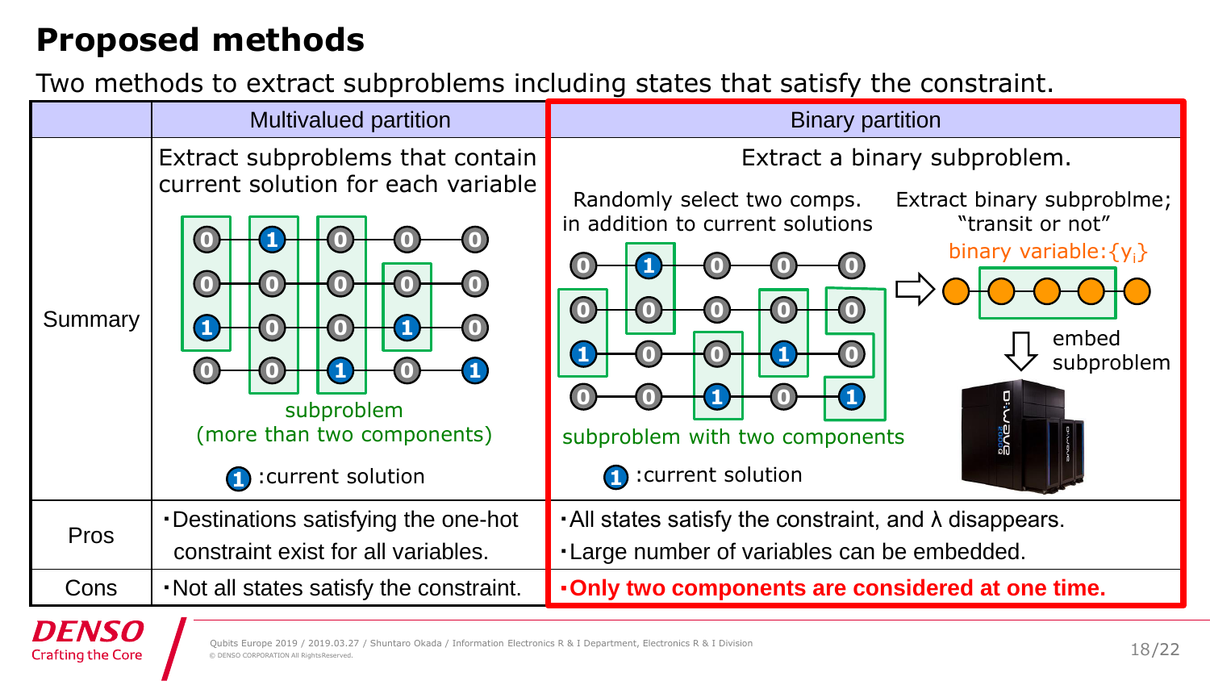# Proposed methods

Two methods to extract subproblems including states that satisfy the constraint.

| | Multivalued partition | Binary partition |
|---|---|---|
| Summary | Extract subproblems that contain current solution for each variable<br><br>subproblem (more than two components)<br><br>1 :current solution | Extract a binary subproblem.<br><br>Randomly select two comps. in addition to current solutions<br><br>Extract binary subproblme; "transit or not"<br><br>binary variable:$\{y_i\}$<br><br>embed subproblem<br><br>subproblem with two components<br><br>1 :current solution |
| Pros | ・Destinations satisfying the one-hot constraint exist for all variables. | ・All states satisfy the constraint, and λ disappears.<br>・Large number of variables can be embedded. |
| Cons | ・Not all states satisfy the constraint. | **・Only two components are considered at one time.** |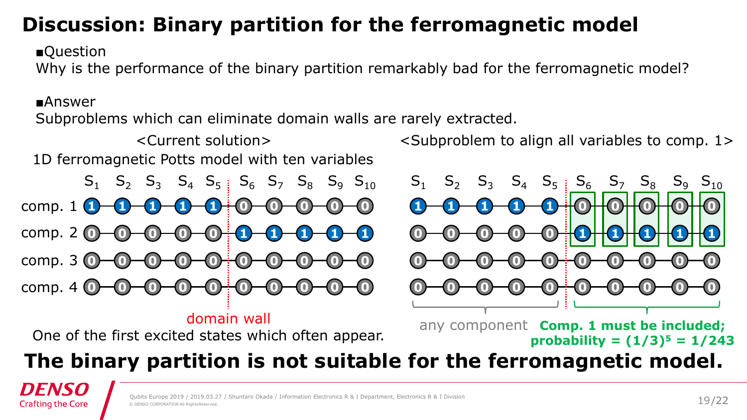# Discussion: Binary partition for the ferromagnetic model

■Question

Why is the performance of the binary partition remarkably bad for the ferromagnetic model?

■Answer

Subproblems which can eliminate domain walls are rarely extracted.

<Current solution>

1D ferromagnetic Potts model with ten variables

| | $S_1$ | $S_2$ | $S_3$ | $S_4$ | $S_5$ | $S_6$ | $S_7$ | $S_8$ | $S_9$ | $S_{10}$ |
|---|---|---|---|---|---|---|---|---|---|---|
| comp. 1 | 1 | 1 | 1 | 1 | 1 | 0 | 0 | 0 | 0 | 0 |
| comp. 2 | 0 | 0 | 0 | 0 | 0 | 1 | 1 | 1 | 1 | 1 |
| comp. 3 | 0 | 0 | 0 | 0 | 0 | 0 | 0 | 0 | 0 | 0 |
| comp. 4 | 0 | 0 | 0 | 0 | 0 | 0 | 0 | 0 | 0 | 0 |

domain wall (between $S_5$ and $S_6$)

One of the first excited states which often appear.

<Subproblem to align all variables to comp. 1>

| | $S_1$ | $S_2$ | $S_3$ | $S_4$ | $S_5$ | $S_6$ | $S_7$ | $S_8$ | $S_9$ | $S_{10}$ |
|---|---|---|---|---|---|---|---|---|---|---|
| comp. 1 | 1 | 1 | 1 | 1 | 1 | 0 | 0 | 0 | 0 | 0 |
| comp. 2 | 0 | 0 | 0 | 0 | 0 | 1 | 1 | 1 | 1 | 1 |
| comp. 3 | 0 | 0 | 0 | 0 | 0 | 0 | 0 | 0 | 0 | 0 |
| comp. 4 | 0 | 0 | 0 | 0 | 0 | 0 | 0 | 0 | 0 | 0 |

$S_1$–$S_5$: any component

$S_6$–$S_{10}$: **Comp. 1 must be included; probability = $(1/3)^5$ = 1/243**

**The binary partition is not suitable for the ferromagnetic model.**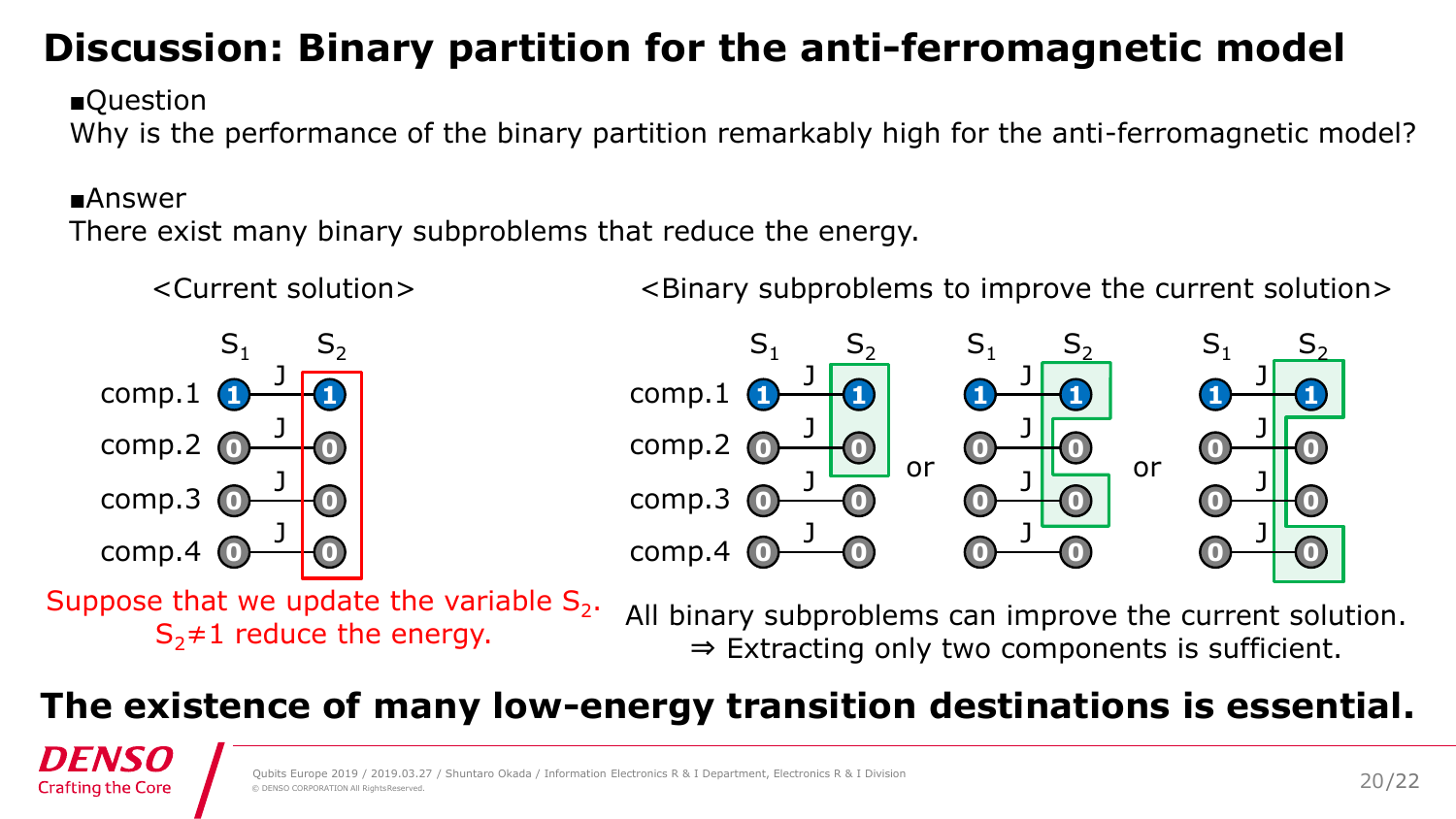# Discussion: Binary partition for the anti-ferromagnetic model

■Question

Why is the performance of the binary partition remarkably high for the anti-ferromagnetic model?

■Answer

There exist many binary subproblems that reduce the energy.

<Current solution>

|  | $S_1$ | $S_2$ |
|---|---|---|
| comp.1 | 1 | 1 |
| comp.2 | 0 | 0 |
| comp.3 | 0 | 0 |
| comp.4 | 0 | 0 |

Suppose that we update the variable $S_2$. $S_2 \neq 1$ reduce the energy.

<Binary subproblems to improve the current solution>

All binary subproblems can improve the current solution.
⇒ Extracting only two components is sufficient.

**The existence of many low-energy transition destinations is essential.**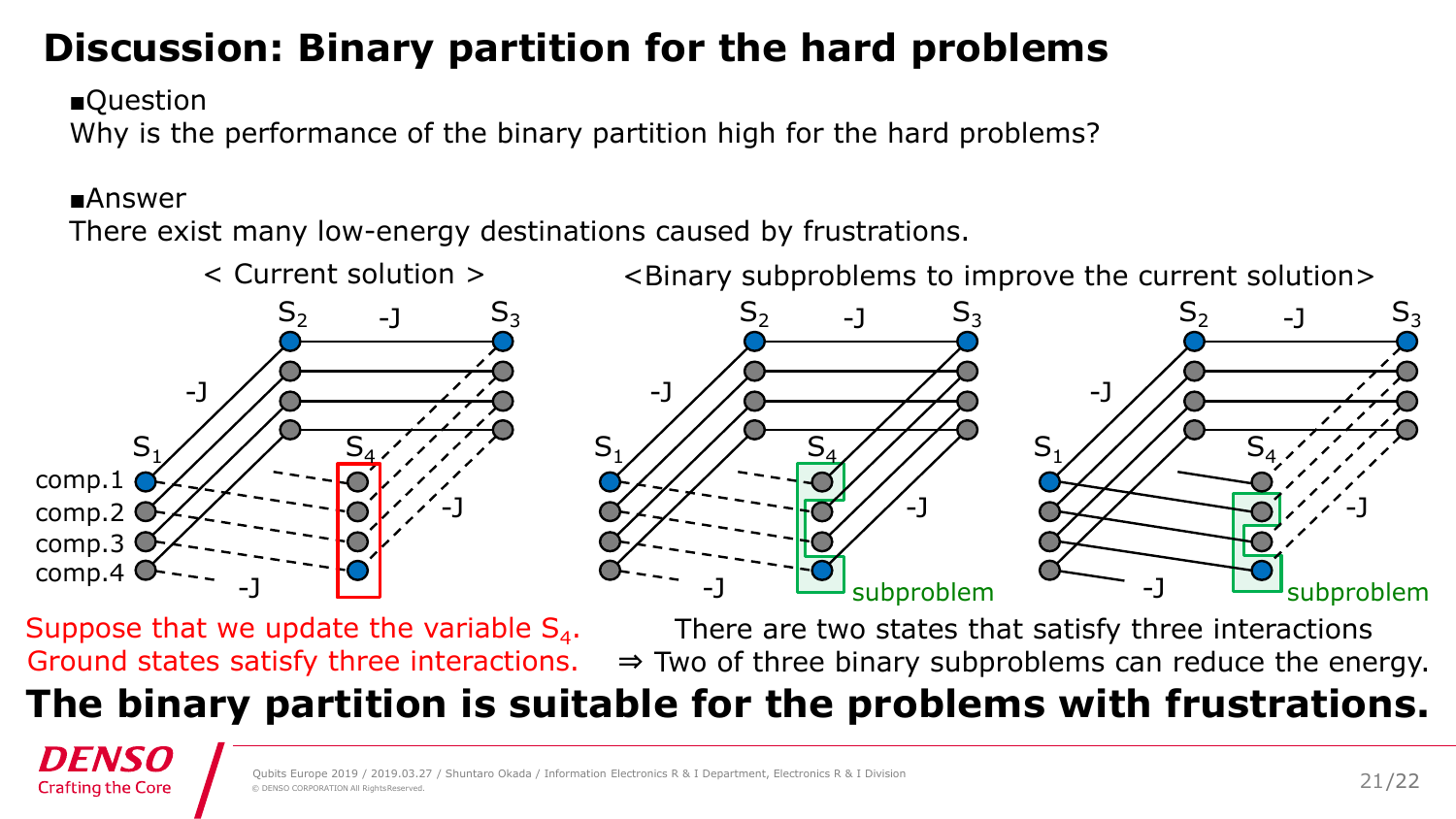# Discussion: Binary partition for the hard problems

■Question

Why is the performance of the binary partition high for the hard problems?

■Answer

There exist many low-energy destinations caused by frustrations.

< Current solution >

<Binary subproblems to improve the current solution>

$S_2$ -J $S_3$

-J

$S_1$ $S_4$

comp.1

comp.2

comp.3

comp.4

-J

-J

subproblem

subproblem

Suppose that we update the variable $S_4$.
Ground states satisfy three interactions.

There are two states that satisfy three interactions
⇒ Two of three binary subproblems can reduce the energy.

**The binary partition is suitable for the problems with frustrations.**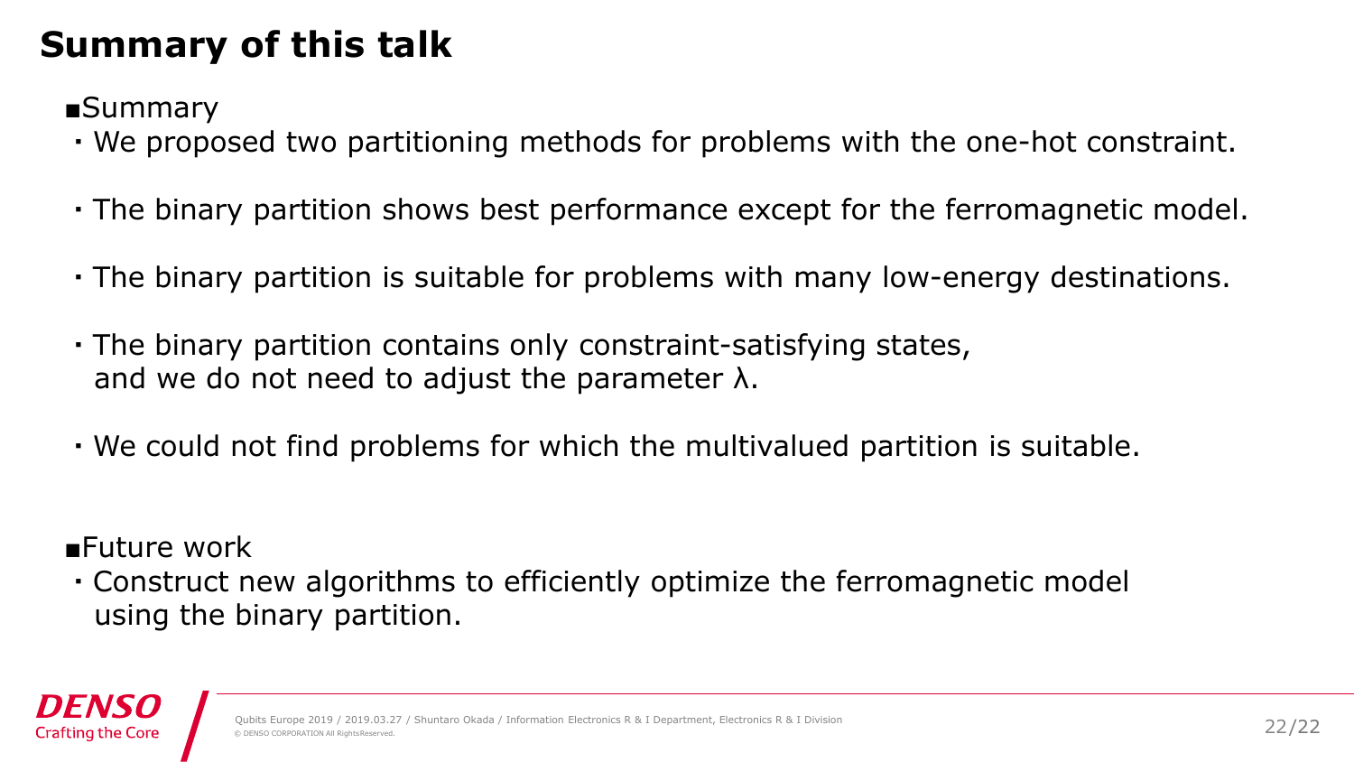# Summary of this talk

■Summary

- We proposed two partitioning methods for problems with the one-hot constraint.
- The binary partition shows best performance except for the ferromagnetic model.
- The binary partition is suitable for problems with many low-energy destinations.
- The binary partition contains only constraint-satisfying states, and we do not need to adjust the parameter $\lambda$.
- We could not find problems for which the multivalued partition is suitable.

■Future work

- Construct new algorithms to efficiently optimize the ferromagnetic model using the binary partition.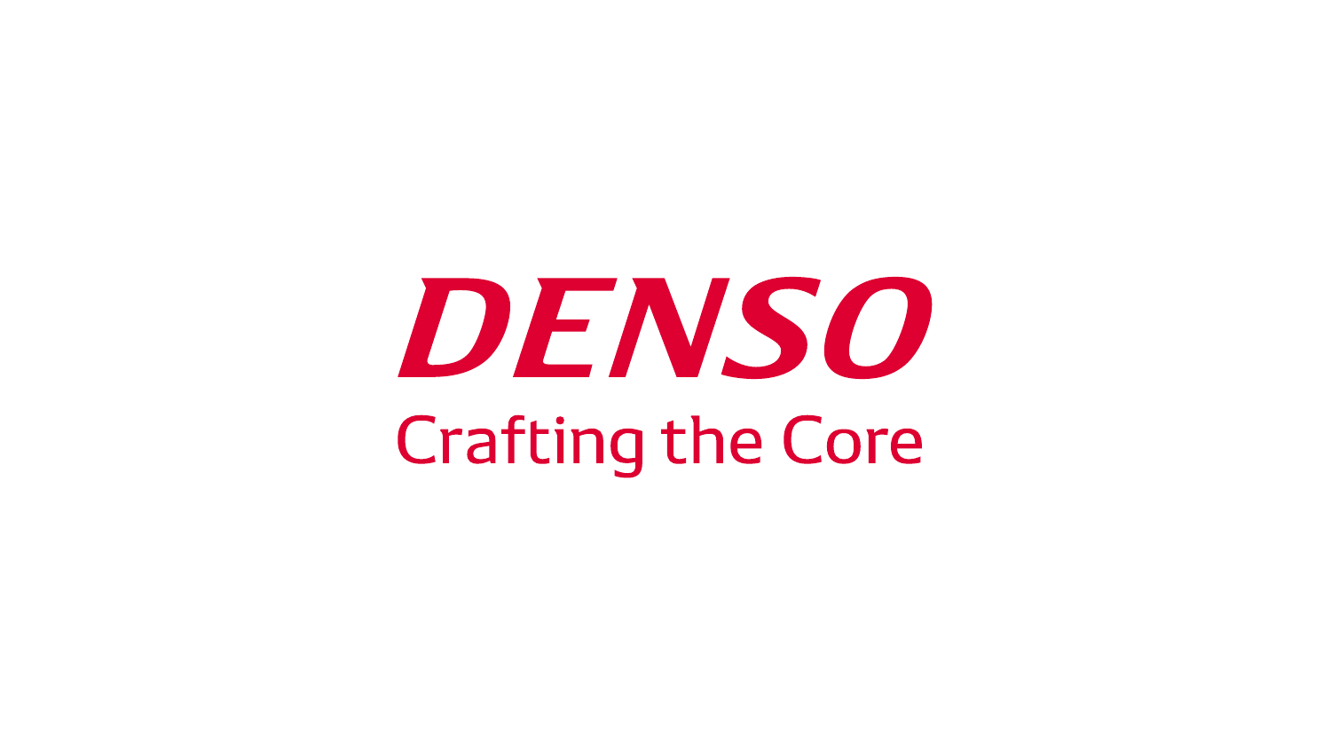DENSO

Crafting the Core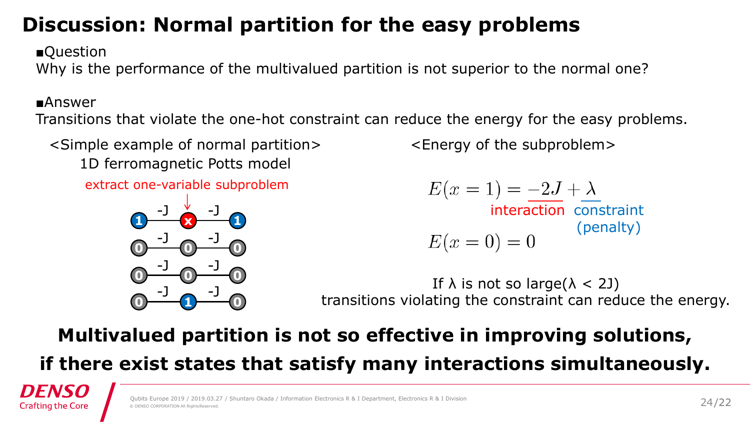# Discussion: Normal partition for the easy problems

■Question

Why is the performance of the multivalued partition is not superior to the normal one?

■Answer

Transitions that violate the one-hot constraint can reduce the energy for the easy problems.

<Simple example of normal partition>

1D ferromagnetic Potts model

extract one-variable subproblem

-J -J
1 x 1
-J -J
0 0 0
-J -J
0 0 0
-J -J
0 1 0

<Energy of the subproblem>

$$E(x=1) = -2J + \lambda$$

interaction constraint (penalty)

$$E(x=0) = 0$$

If λ is not so large(λ < 2J)
transitions violating the constraint can reduce the energy.

**Multivalued partition is not so effective in improving solutions, if there exist states that satisfy many interactions simultaneously.**